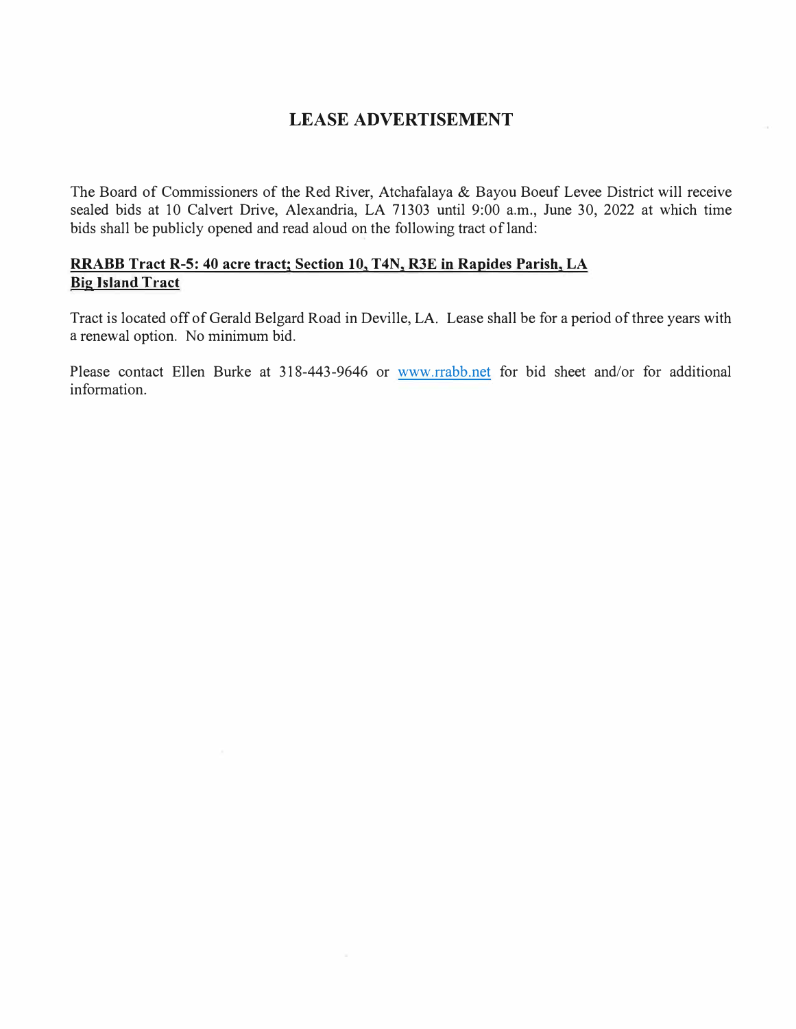# LEASE ADVERTISEMENT

The Board of Commissioners of the Red River, Atchafalaya & Bayou Boeuf Levee District will receive sealed bids at 10 Calvert Drive, Alexandria, LA 71303 until 9:00 a.m., June 30, 2022 at which time bids shall be publicly opened and read aloud on the following tract of land:

**RRABB Tract R-5: 40 acre tract; Section 10, T4N, R3E in Rapides Parish, LA**
**Big Island Tract**

Tract is located off of Gerald Belgard Road in Deville, LA. Lease shall be for a period of three years with a renewal option. No minimum bid.

Please contact Ellen Burke at 318-443-9646 or www.rrabb.net for bid sheet and/or for additional information.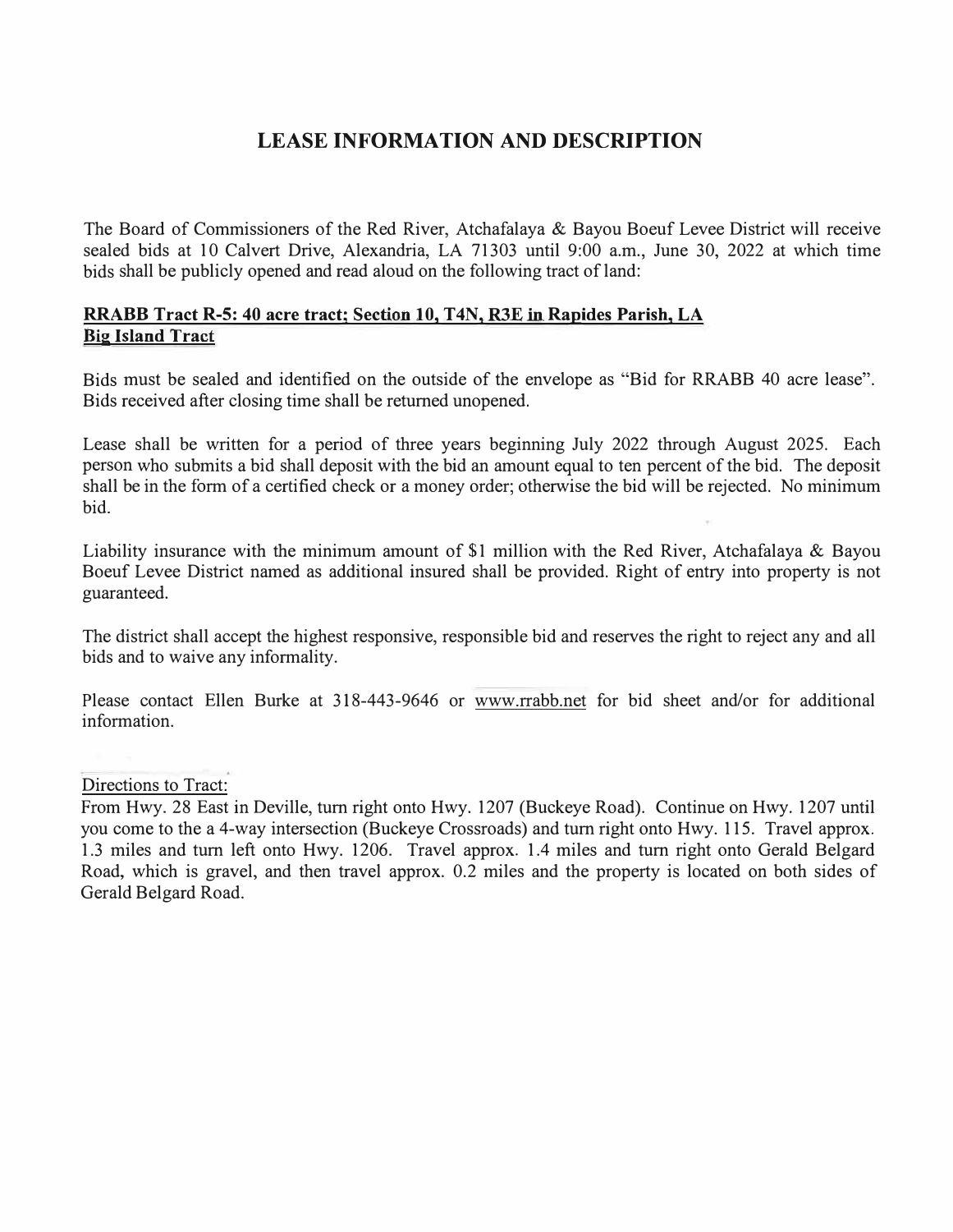# LEASE INFORMATION AND DESCRIPTION

The Board of Commissioners of the Red River, Atchafalaya & Bayou Boeuf Levee District will receive sealed bids at 10 Calvert Drive, Alexandria, LA 71303 until 9:00 a.m., June 30, 2022 at which time bids shall be publicly opened and read aloud on the following tract of land:

**RRABB Tract R-5: 40 acre tract; Section 10, T4N, R3E in Rapides Parish, LA**
**Big Island Tract**

Bids must be sealed and identified on the outside of the envelope as "Bid for RRABB 40 acre lease". Bids received after closing time shall be returned unopened.

Lease shall be written for a period of three years beginning July 2022 through August 2025. Each person who submits a bid shall deposit with the bid an amount equal to ten percent of the bid. The deposit shall be in the form of a certified check or a money order; otherwise the bid will be rejected. No minimum bid.

Liability insurance with the minimum amount of $1 million with the Red River, Atchafalaya & Bayou Boeuf Levee District named as additional insured shall be provided. Right of entry into property is not guaranteed.

The district shall accept the highest responsive, responsible bid and reserves the right to reject any and all bids and to waive any informality.

Please contact Ellen Burke at 318-443-9646 or www.rrabb.net for bid sheet and/or for additional information.

Directions to Tract:
From Hwy. 28 East in Deville, turn right onto Hwy. 1207 (Buckeye Road). Continue on Hwy. 1207 until you come to the a 4-way intersection (Buckeye Crossroads) and turn right onto Hwy. 115. Travel approx. 1.3 miles and turn left onto Hwy. 1206. Travel approx. 1.4 miles and turn right onto Gerald Belgard Road, which is gravel, and then travel approx. 0.2 miles and the property is located on both sides of Gerald Belgard Road.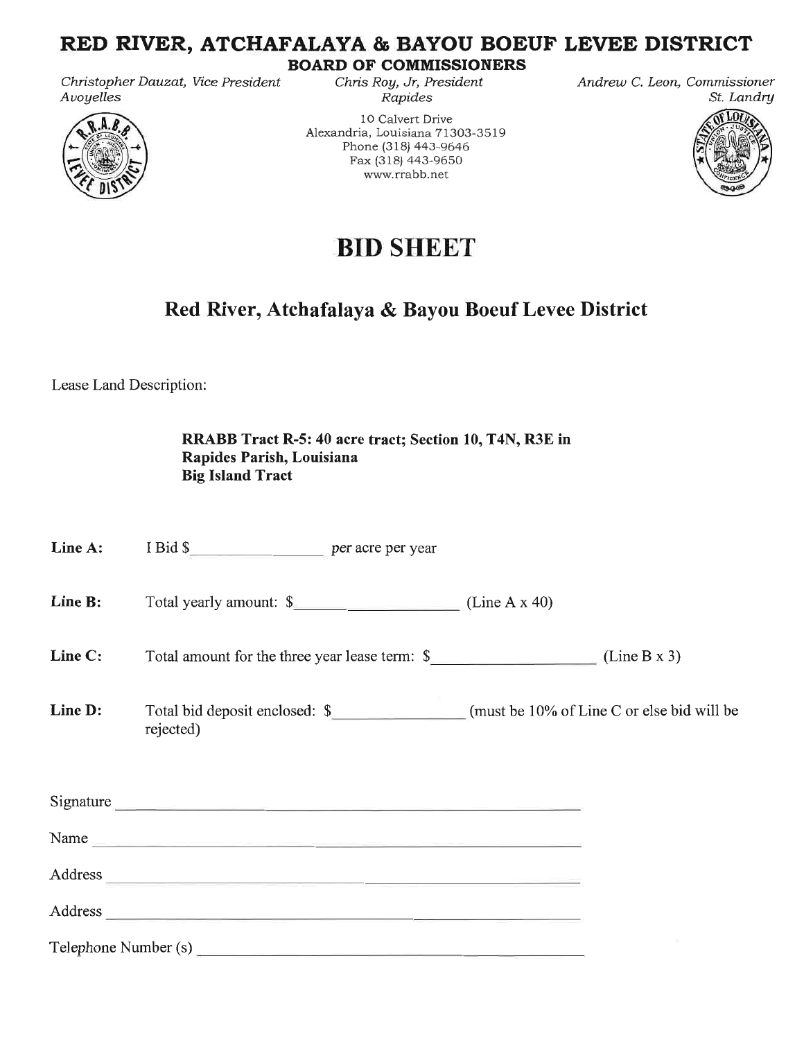# RED RIVER, ATCHAFALAYA & BAYOU BOEUF LEVEE DISTRICT

**BOARD OF COMMISSIONERS**

*Christopher Dauzat, Vice President*
*Avoyelles*

*Chris Roy, Jr, President*
*Rapides*

*Andrew C. Leon, Commissioner*
*St. Landry*

10 Calvert Drive
Alexandria, Louisiana 71303-3519
Phone (318) 443-9646
Fax (318) 443-9650
www.rrabb.net

# BID SHEET

## Red River, Atchafalaya & Bayou Boeuf Levee District

Lease Land Description:

**RRABB Tract R-5: 40 acre tract; Section 10, T4N, R3E in Rapides Parish, Louisiana**
**Big Island Tract**

**Line A:** I Bid $__________________ per acre per year

**Line B:** Total yearly amount: $________________________ (Line A x 40)

**Line C:** Total amount for the three year lease term: $____________________ (Line B x 3)

**Line D:** Total bid deposit enclosed: $________________ (must be 10% of Line C or else bid will be rejected)

Signature ____________________________________________________________

Name ________________________________________________________________

Address ______________________________________________________________

Address ______________________________________________________________

Telephone Number (s) _________________________________________________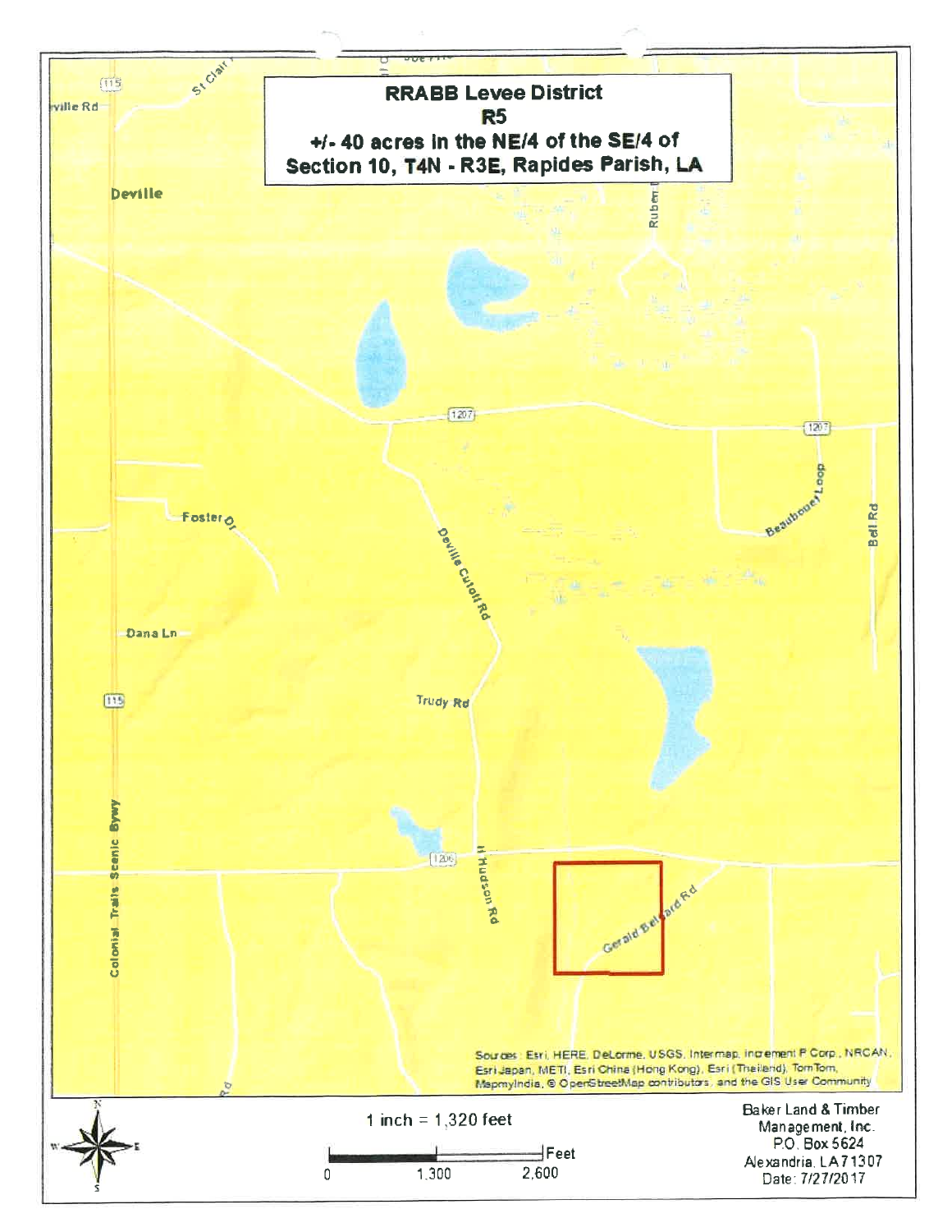# RRABB Levee District

## R5

**+/- 40 acres in the NE/4 of the SE/4 of Section 10, T4N - R3E, Rapides Parish, LA**

Sources: Esri, HERE, DeLorme, USGS, Intermap, increment P Corp., NRCAN, Esri Japan, METI, Esri China (Hong Kong), Esri (Thailand), TomTom, MapmyIndia, © OpenStreetMap contributors, and the GIS User Community

1 inch = 1,320 feet

0 — 1,300 — 2,600 Feet

Baker Land & Timber Management, Inc.
P.O. Box 5624
Alexandria, LA 71307
Date: 7/27/2017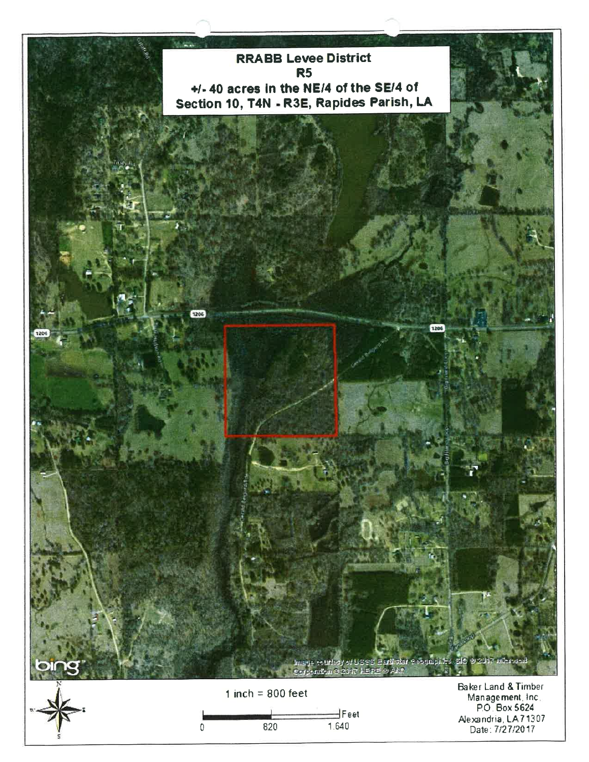**RRABB Levee District**
**R5**
**+/- 40 acres in the NE/4 of the SE/4 of Section 10, T4N - R3E, Rapides Parish, LA**

1206

1206

1206

bing

Image courtesy of USGS Earthstar Geographics SIO © 2017 Microsoft Corporation ©2017 HERE © AND

N

W E

S

1 inch = 800 feet

0 820 1,640 Feet

Baker Land & Timber Management, Inc.
P.O. Box 5624
Alexandria, LA 71307
Date: 7/27/2017